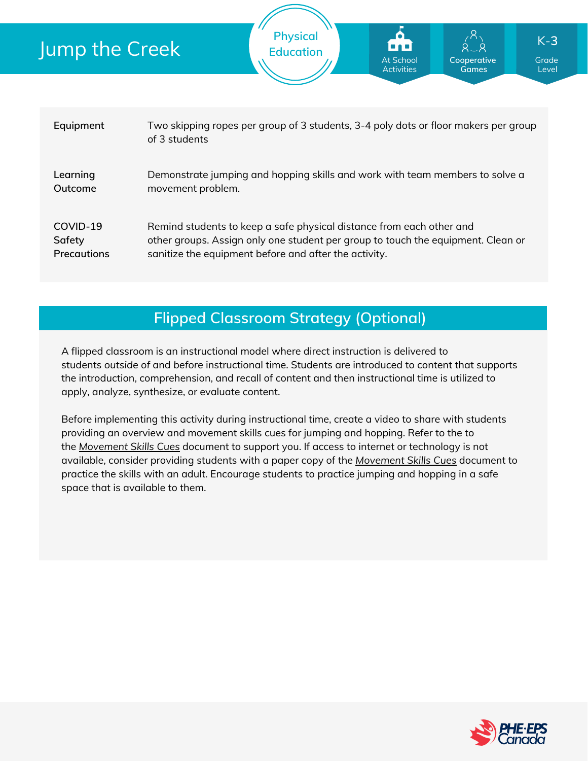# Jump the Creek

Physical Education

At School Activities | Cooperative Games | K-3 Grade Level

| | |
|---|---|
| **Equipment** | Two skipping ropes per group of 3 students, 3-4 poly dots or floor makers per group of 3 students |
| **Learning Outcome** | Demonstrate jumping and hopping skills and work with team members to solve a movement problem. |
| **COVID-19 Safety Precautions** | Remind students to keep a safe physical distance from each other and other groups. Assign only one student per group to touch the equipment. Clean or sanitize the equipment before and after the activity. |

## Flipped Classroom Strategy (Optional)

A flipped classroom is an instructional model where direct instruction is delivered to students *outside of* and *before* instructional time. Students are introduced to content that supports the introduction, comprehension, and recall of content and then instructional time is utilized to apply, analyze, synthesize, or evaluate content.

Before implementing this activity during instructional time, create a video to share with students providing an overview and movement skills cues for jumping and hopping. Refer to the to the *Movement Skills Cues* document to support you. If access to internet or technology is not available, consider providing students with a paper copy of the *Movement Skills Cues* document to practice the skills with an adult. Encourage students to practice jumping and hopping in a safe space that is available to them.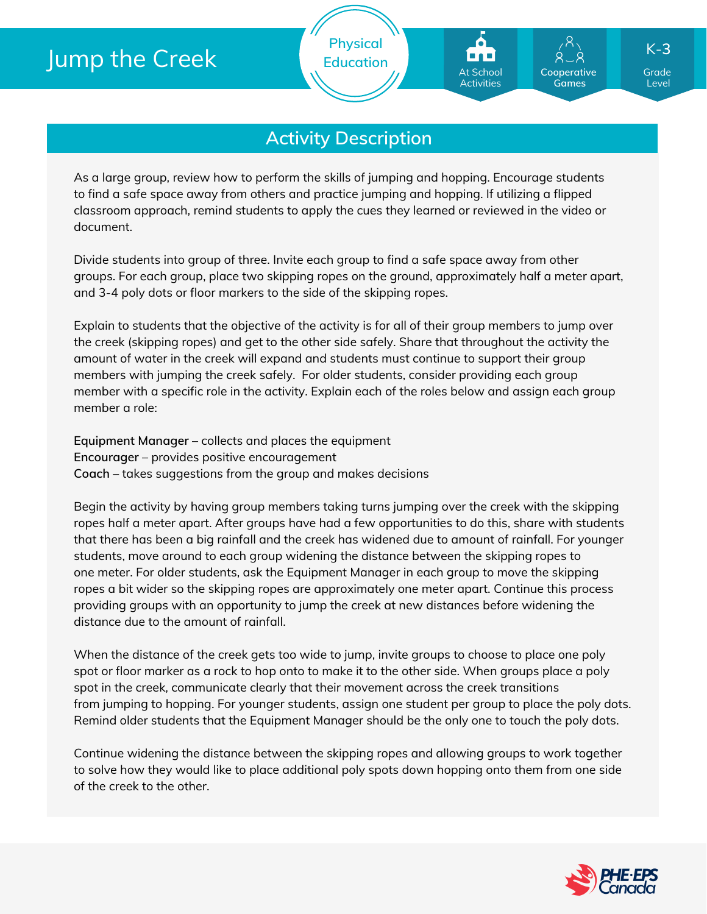# Jump the Creek

Physical Education

At School Activities | Cooperative Games | K-3 Grade Level

## Activity Description

As a large group, review how to perform the skills of jumping and hopping. Encourage students to find a safe space away from others and practice jumping and hopping. If utilizing a flipped classroom approach, remind students to apply the cues they learned or reviewed in the video or document.

Divide students into group of three. Invite each group to find a safe space away from other groups. For each group, place two skipping ropes on the ground, approximately half a meter apart, and 3-4 poly dots or floor markers to the side of the skipping ropes.

Explain to students that the objective of the activity is for all of their group members to jump over the creek (skipping ropes) and get to the other side safely. Share that throughout the activity the amount of water in the creek will expand and students must continue to support their group members with jumping the creek safely. For older students, consider providing each group member with a specific role in the activity. Explain each of the roles below and assign each group member a role:

**Equipment Manager** – collects and places the equipment
**Encourager** – provides positive encouragement
**Coach** – takes suggestions from the group and makes decisions

Begin the activity by having group members taking turns jumping over the creek with the skipping ropes half a meter apart. After groups have had a few opportunities to do this, share with students that there has been a big rainfall and the creek has widened due to amount of rainfall. For younger students, move around to each group widening the distance between the skipping ropes to one meter. For older students, ask the Equipment Manager in each group to move the skipping ropes a bit wider so the skipping ropes are approximately one meter apart. Continue this process providing groups with an opportunity to jump the creek at new distances before widening the distance due to the amount of rainfall.

When the distance of the creek gets too wide to jump, invite groups to choose to place one poly spot or floor marker as a rock to hop onto to make it to the other side. When groups place a poly spot in the creek, communicate clearly that their movement across the creek transitions from jumping to hopping. For younger students, assign one student per group to place the poly dots. Remind older students that the Equipment Manager should be the only one to touch the poly dots.

Continue widening the distance between the skipping ropes and allowing groups to work together to solve how they would like to place additional poly spots down hopping onto them from one side of the creek to the other.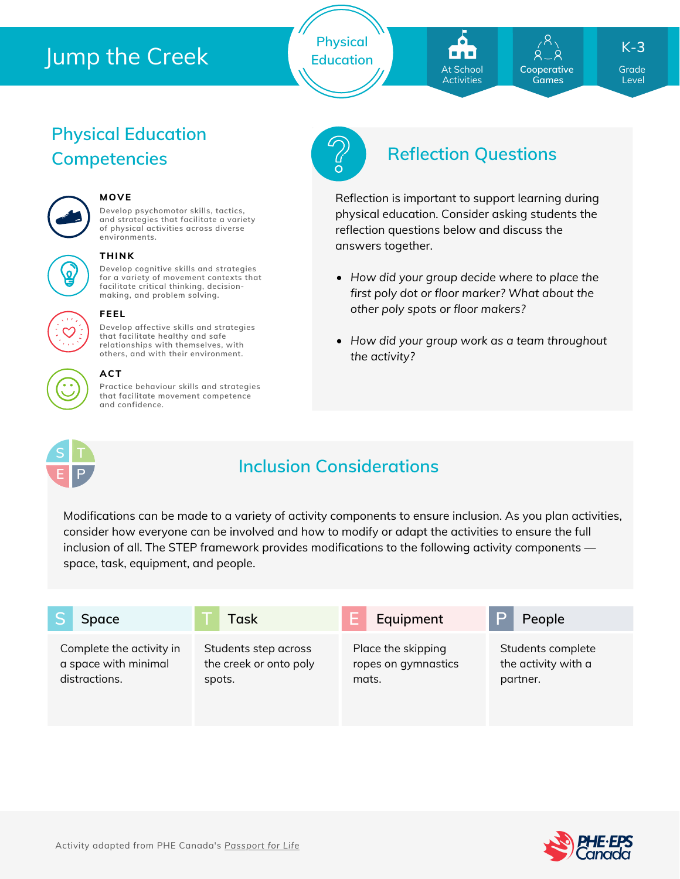# Jump the Creek

Physical Education

At School Activities | Cooperative Games | K-3 Grade Level

## Physical Education Competencies

**MOVE**

Develop psychomotor skills, tactics, and strategies that facilitate a variety of physical activities across diverse environments.

**THINK**

Develop cognitive skills and strategies for a variety of movement contexts that facilitate critical thinking, decision-making, and problem solving.

**FEEL**

Develop affective skills and strategies that facilitate healthy and safe relationships with themselves, with others, and with their environment.

**ACT**

Practice behaviour skills and strategies that facilitate movement competence and confidence.

## Reflection Questions

Reflection is important to support learning during physical education. Consider asking students the reflection questions below and discuss the answers together.

- *How did your group decide where to place the first poly dot or floor marker? What about the other poly spots or floor makers?*
- *How did your group work as a team throughout the activity?*

## Inclusion Considerations

Modifications can be made to a variety of activity components to ensure inclusion. As you plan activities, consider how everyone can be involved and how to modify or adapt the activities to ensure the full inclusion of all. The STEP framework provides modifications to the following activity components — space, task, equipment, and people.

| S Space | T Task | E Equipment | P People |
|---|---|---|---|
| Complete the activity in a space with minimal distractions. | Students step across the creek or onto poly spots. | Place the skipping ropes on gymnastics mats. | Students complete the activity with a partner. |

Activity adapted from PHE Canada's Passport for Life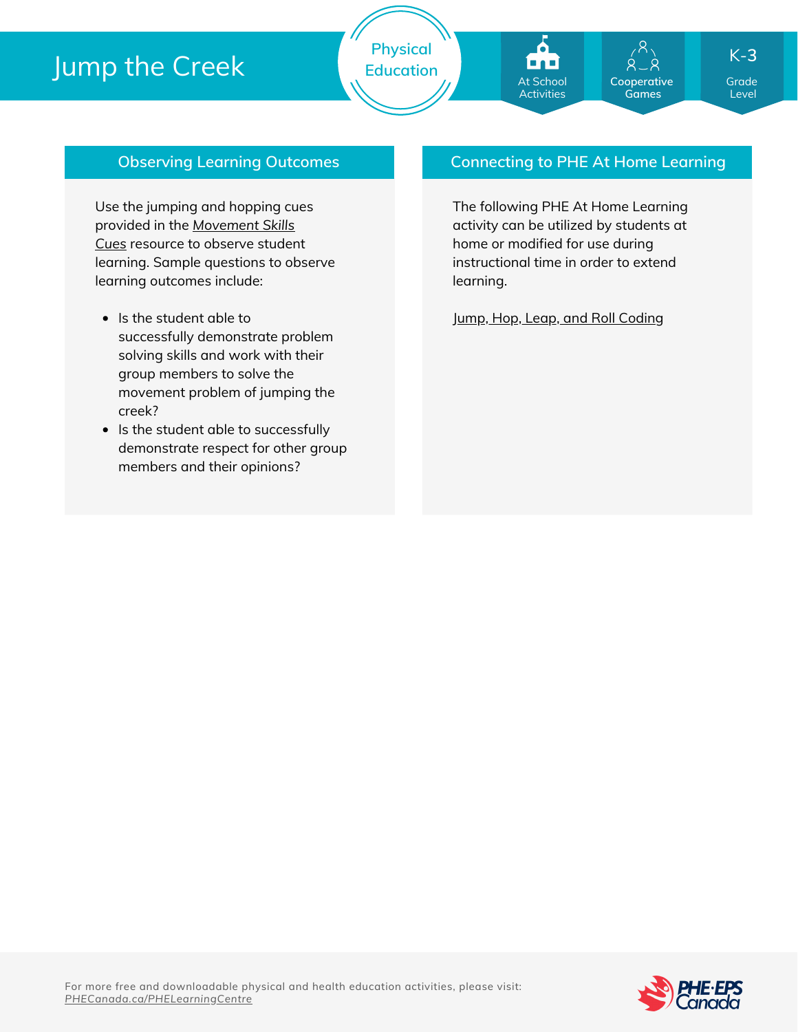# Jump the Creek

Physical Education

At School Activities | Cooperative Games | K-3 Grade Level

## Observing Learning Outcomes

Use the jumping and hopping cues provided in the *Movement Skills Cues* resource to observe student learning. Sample questions to observe learning outcomes include:

- Is the student able to successfully demonstrate problem solving skills and work with their group members to solve the movement problem of jumping the creek?
- Is the student able to successfully demonstrate respect for other group members and their opinions?

## Connecting to PHE At Home Learning

The following PHE At Home Learning activity can be utilized by students at home or modified for use during instructional time in order to extend learning.

Jump, Hop, Leap, and Roll Coding

For more free and downloadable physical and health education activities, please visit: *PHECanada.ca/PHELearningCentre*